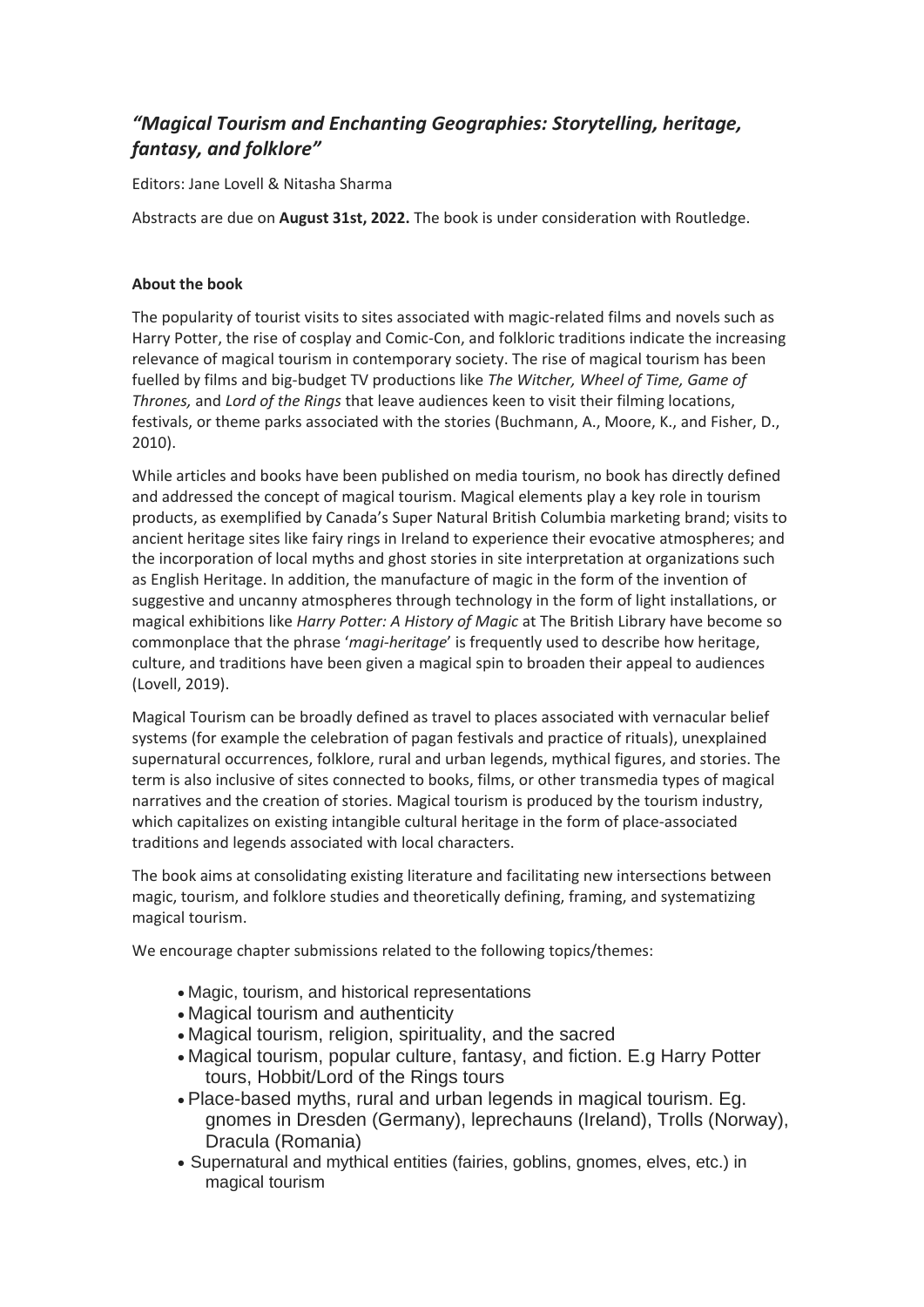## *"Magical Tourism and Enchanting Geographies: Storytelling, heritage, fantasy, and folklore"*

Editors: Jane Lovell & Nitasha Sharma

Abstracts are due on **August 31st, 2022.** The book is under consideration with Routledge.

### About the book

The popularity of tourist visits to sites associated with magic-related films and novels such as Harry Potter, the rise of cosplay and Comic-Con, and folkloric traditions indicate the increasing relevance of magical tourism in contemporary society. The rise of magical tourism has been fuelled by films and big-budget TV productions like *The Witcher, Wheel of Time, Game of Thrones,* and *Lord of the Rings* that leave audiences keen to visit their filming locations, festivals, or theme parks associated with the stories (Buchmann, A., Moore, K., and Fisher, D., 2010).

While articles and books have been published on media tourism, no book has directly defined and addressed the concept of magical tourism. Magical elements play a key role in tourism products, as exemplified by Canada's Super Natural British Columbia marketing brand; visits to ancient heritage sites like fairy rings in Ireland to experience their evocative atmospheres; and the incorporation of local myths and ghost stories in site interpretation at organizations such as English Heritage. In addition, the manufacture of magic in the form of the invention of suggestive and uncanny atmospheres through technology in the form of light installations, or magical exhibitions like *Harry Potter: A History of Magic* at The British Library have become so commonplace that the phrase '*magi-heritage*' is frequently used to describe how heritage, culture, and traditions have been given a magical spin to broaden their appeal to audiences (Lovell, 2019).

Magical Tourism can be broadly defined as travel to places associated with vernacular belief systems (for example the celebration of pagan festivals and practice of rituals), unexplained supernatural occurrences, folklore, rural and urban legends, mythical figures, and stories. The term is also inclusive of sites connected to books, films, or other transmedia types of magical narratives and the creation of stories. Magical tourism is produced by the tourism industry, which capitalizes on existing intangible cultural heritage in the form of place-associated traditions and legends associated with local characters.

The book aims at consolidating existing literature and facilitating new intersections between magic, tourism, and folklore studies and theoretically defining, framing, and systematizing magical tourism.

We encourage chapter submissions related to the following topics/themes:

- Magic, tourism, and historical representations
- Magical tourism and authenticity
- Magical tourism, religion, spirituality, and the sacred
- Magical tourism, popular culture, fantasy, and fiction. E.g Harry Potter tours, Hobbit/Lord of the Rings tours
- Place-based myths, rural and urban legends in magical tourism. Eg. gnomes in Dresden (Germany), leprechauns (Ireland), Trolls (Norway), Dracula (Romania)
- Supernatural and mythical entities (fairies, goblins, gnomes, elves, etc.) in magical tourism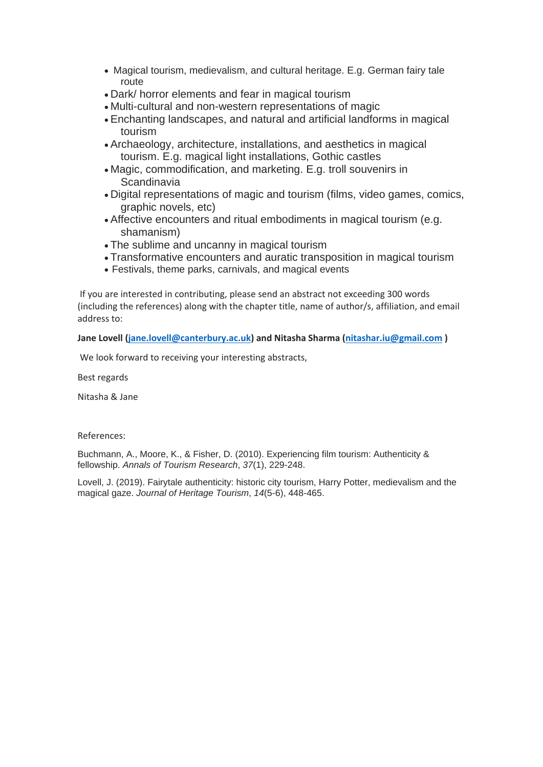- Magical tourism, medievalism, and cultural heritage. E.g. German fairy tale route
- Dark/ horror elements and fear in magical tourism
- Multi-cultural and non-western representations of magic
- Enchanting landscapes, and natural and artificial landforms in magical tourism
- Archaeology, architecture, installations, and aesthetics in magical tourism. E.g. magical light installations, Gothic castles
- Magic, commodification, and marketing. E.g. troll souvenirs in Scandinavia
- Digital representations of magic and tourism (films, video games, comics, graphic novels, etc)
- Affective encounters and ritual embodiments in magical tourism (e.g. shamanism)
- The sublime and uncanny in magical tourism
- Transformative encounters and auratic transposition in magical tourism
- Festivals, theme parks, carnivals, and magical events

If you are interested in contributing, please send an abstract not exceeding 300 words (including the references) along with the chapter title, name of author/s, affiliation, and email address to:

**Jane Lovell (jane.lovell@canterbury.ac.uk) and Nitasha Sharma (nitashar.iu@gmail.com )**

We look forward to receiving your interesting abstracts,

Best regards

Nitasha & Jane

References:

Buchmann, A., Moore, K., & Fisher, D. (2010). Experiencing film tourism: Authenticity & fellowship. *Annals of Tourism Research*, *37*(1), 229-248.

Lovell, J. (2019). Fairytale authenticity: historic city tourism, Harry Potter, medievalism and the magical gaze. *Journal of Heritage Tourism*, *14*(5-6), 448-465.